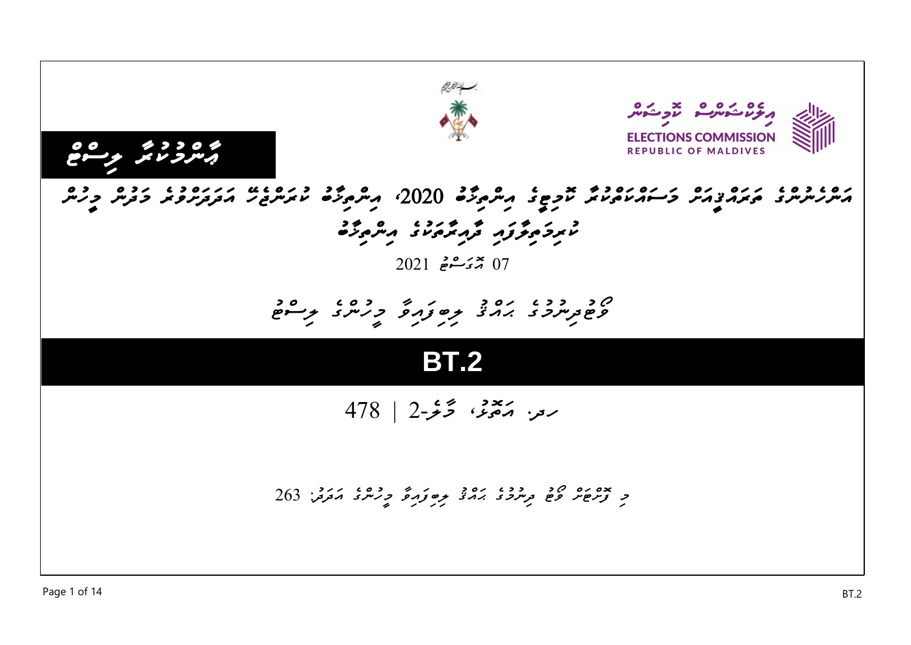އިލެކްޝަންސް ކޮމިޝަން

ELECTIONS COMMISSION
REPUBLIC OF MALDIVES

އާންމުކޮށް ލިސްޓް

# އަންހެނުންގެ ތަރައްޤީއަށް މަސައްކަތްކުރާ ކޮމިޓީގެ އިންތިޚާބު 2020، ކައުންސިލް އިދާރާތަކުގައި މަސައްކަތްކުރާ މުވައްޒަފުން ކަމަށް ރިޕޯޓްކުރާ އިންތިޚާބު

07 އޮގަސްޓް 2021

## ވޯޓުދިނުމުގެ ހައްޤު ލިބިފައިވާ މީހުންގެ ލިސްޓު

# BT.2

ހދ. އަތޮޅު، މާފަރު-2 | 478

މި ބޮކްސަށް ވޯޓު ދިނުމުގެ ހައްޤު ލިބިފައިވާ މީހުންގެ އަދަދު: 263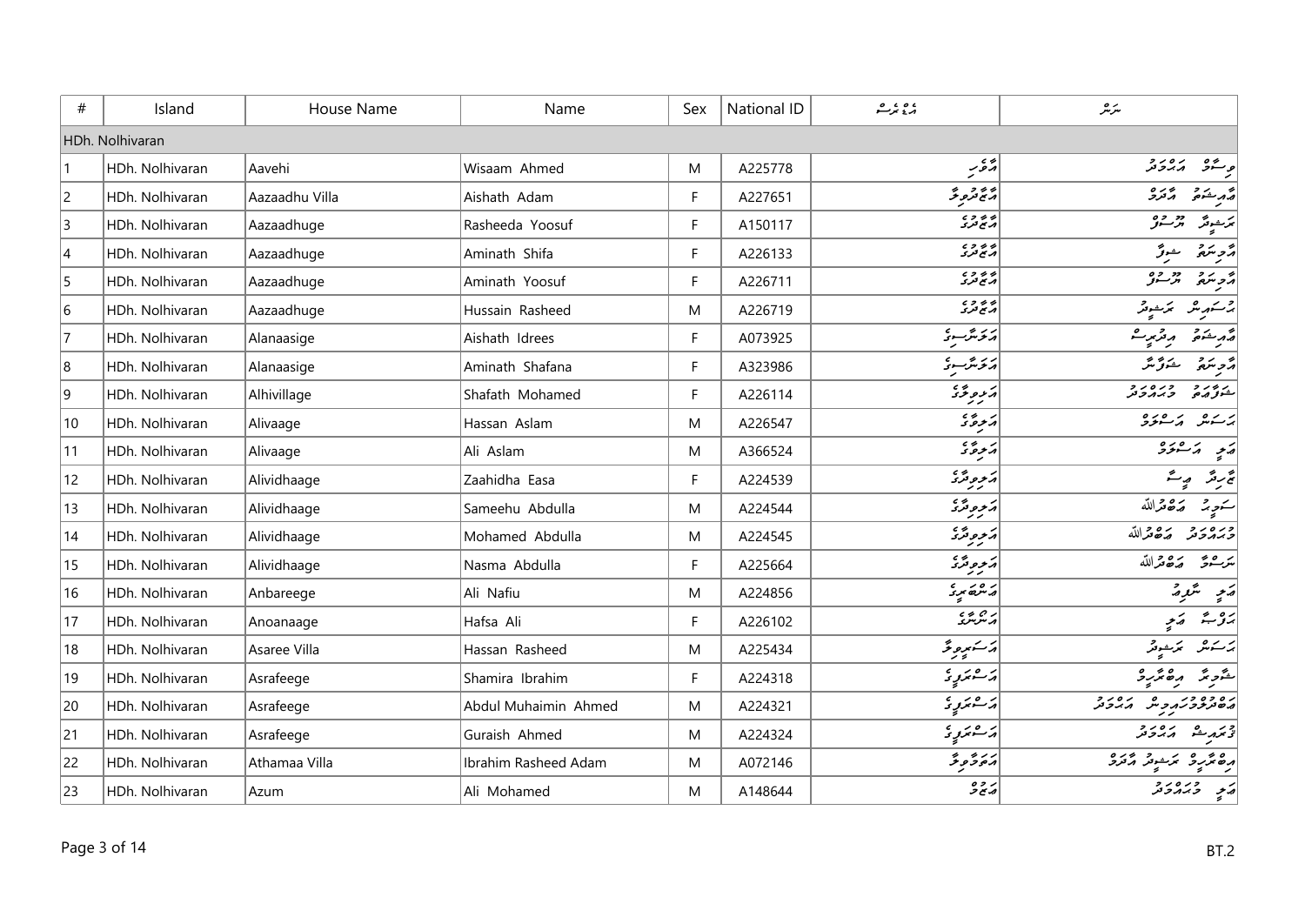| # | Island | House Name | Name | Sex | National ID | ގެއާ ނަން | ނަން |
|---|---|---|---|---|---|---|---|
| HDh. Nolhivaran | | | | | | | |
| 1 | HDh. Nolhivaran | Aavehi | Wisaam Ahmed | M | A225778 | އާވެހި | ވިސާމް އަޙްމަދު |
| 2 | HDh. Nolhivaran | Aazaadhu Villa | Aishath Adam | F | A227651 | އާޒާދުވިލާ | އާއިޝަތު އާދަމް |
| 3 | HDh. Nolhivaran | Aazaadhuge | Rasheeda Yoosuf | F | A150117 | އާޒާދުގެ | ރަޝީދާ ޔޫސުފް |
| 4 | HDh. Nolhivaran | Aazaadhuge | Aminath Shifa | F | A226133 | އާޒާދުގެ | އާމިނަތު ޝިފާ |
| 5 | HDh. Nolhivaran | Aazaadhuge | Aminath Yoosuf | F | A226711 | އާޒާދުގެ | އާމިނަތު ޔޫސުފް |
| 6 | HDh. Nolhivaran | Aazaadhuge | Hussain Rasheed | M | A226719 | އާޒާދުގެ | ހުސައިން ރަޝީދު |
| 7 | HDh. Nolhivaran | Alanaasige | Aishath Idrees | F | A073925 | އަލަނާސިގެ | އާއިޝަތު އިދުރީސް |
| 8 | HDh. Nolhivaran | Alanaasige | Aminath Shafana | F | A323986 | އަލަނާސިގެ | އާމިނަތު ޝަފާނާ |
| 9 | HDh. Nolhivaran | Alhivillage | Shafath Mohamed | F | A226114 | އަލިވިލާގެ | ޝަފާއަތު މުޙައްމަދު |
| 10 | HDh. Nolhivaran | Alivaage | Hassan Aslam | M | A226547 | އަލިވާގެ | ހަސަން އަސްލަމް |
| 11 | HDh. Nolhivaran | Alivaage | Ali Aslam | M | A366524 | އަލިވާގެ | އަލި އަސްލަމް |
| 12 | HDh. Nolhivaran | Alividhaage | Zaahidha Easa | F | A224539 | އަލިވިދާގެ | ޒާހިދާ ޢީސާ |
| 13 | HDh. Nolhivaran | Alividhaage | Sameehu Abdulla | M | A224544 | އަލިވިދާގެ | ސަމީހު އަބްދުﷲ |
| 14 | HDh. Nolhivaran | Alividhaage | Mohamed Abdulla | M | A224545 | އަލިވިދާގެ | މުޙައްމަދު އަބްދުﷲ |
| 15 | HDh. Nolhivaran | Alividhaage | Nasma Abdulla | F | A225664 | އަލިވިދާގެ | ނަސްމާ އަބްދުﷲ |
| 16 | HDh. Nolhivaran | Anbareege | Ali Nafiu | M | A224856 | އަންބަރީގެ | އަލި ނާފިޢު |
| 17 | HDh. Nolhivaran | Anoanaage | Hafsa Ali | F | A226102 | އަނޯނާގެ | ހަފްސާ އަލި |
| 18 | HDh. Nolhivaran | Asaree Villa | Hassan Rasheed | M | A225434 | އަސަރީވިލާ | ހަސަން ރަޝީދު |
| 19 | HDh. Nolhivaran | Asrafeege | Shamira Ibrahim | F | A224318 | އަސްރަފީގެ | ޝާމިރާ އިބްރާހީމް |
| 20 | HDh. Nolhivaran | Asrafeege | Abdul Muhaimin Ahmed | M | A224321 | އަސްރަފީގެ | އަބްދުލްމުހައިމިން އަޙްމަދު |
| 21 | HDh. Nolhivaran | Asrafeege | Guraish Ahmed | M | A224324 | އަސްރަފީގެ | ގުރައިޝް އަޙްމަދު |
| 22 | HDh. Nolhivaran | Athamaa Villa | Ibrahim Rasheed Adam | M | A072146 | އަތަމާވިލާ | އިބްރާހީމް ރަޝީދު އާދަމް |
| 23 | HDh. Nolhivaran | Azum | Ali Mohamed | M | A148644 | އަޒުމް | އަލި މުޙައްމަދު |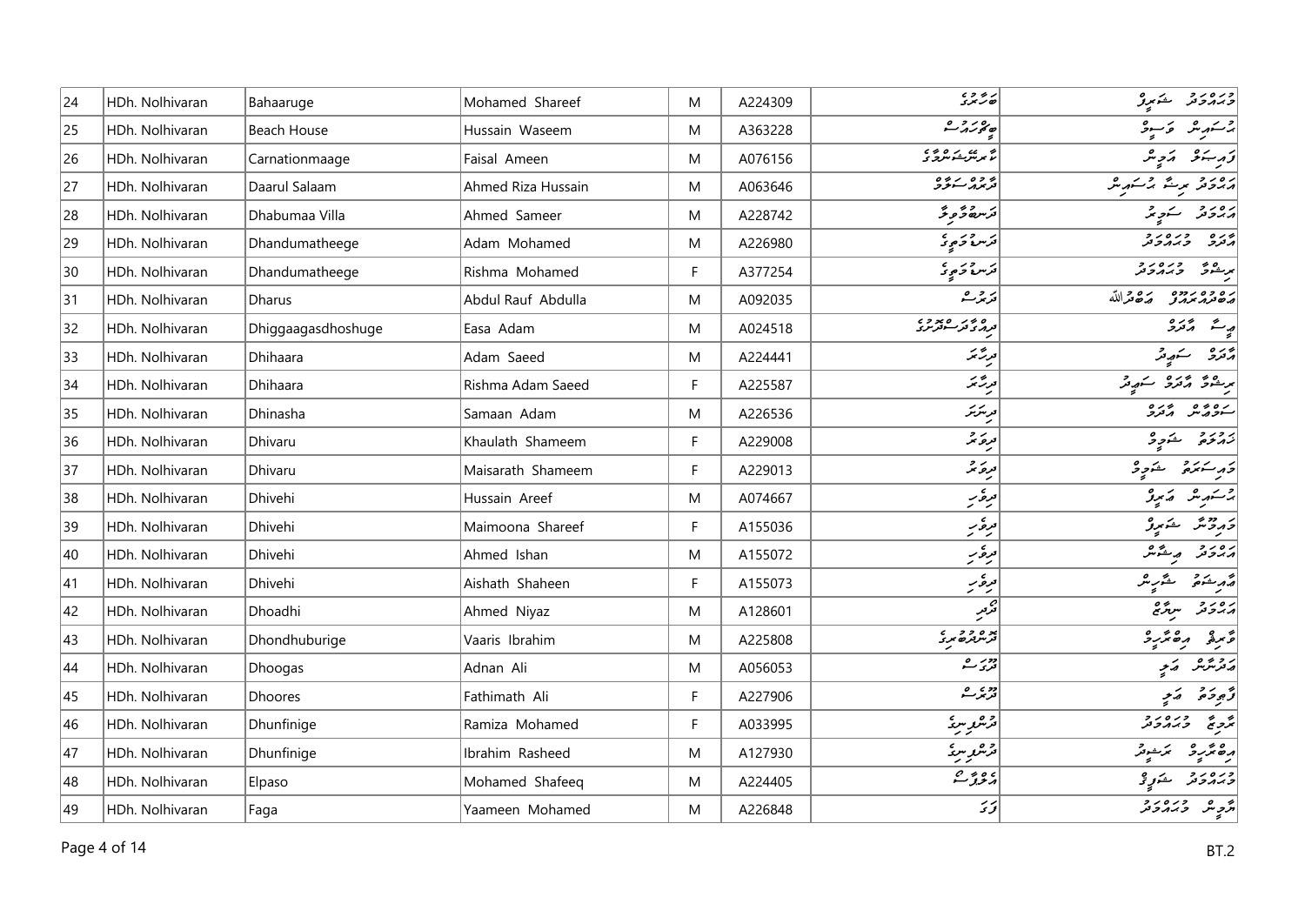| 24 | HDh. Nolhivaran | Bahaaruge | Mohamed Shareef | M | A224309 | ޅަާރުގެ | މުހައްމަދު ޝަރީފް |
|---|---|---|---|---|---|---|---|
| 25 | HDh. Nolhivaran | Beach House | Hussain Waseem | M | A363228 | ބީޗްހައުސް | ޙުސައިން ވަސީމް |
| 26 | HDh. Nolhivaran | Carnationmaage | Faisal Ameen | M | A076156 | ކާނޭޝަންމާގެ | ފައިސަލް އަމީން |
| 27 | HDh. Nolhivaran | Daarul Salaam | Ahmed Riza Hussain | M | A063646 | ދާރުލްސަލާމް | އަޙްމަދު ރިޟާ ޙުސައިން |
| 28 | HDh. Nolhivaran | Dhabumaa Villa | Ahmed Sameer | M | A228742 | ދަބުމާވިލާ | އަޙްމަދު ސަމީރު |
| 29 | HDh. Nolhivaran | Dhandumatheege | Adam Mohamed | M | A226980 | ދަނޑުމަތީގެ | އާދަމް މުހައްމަދު |
| 30 | HDh. Nolhivaran | Dhandumatheege | Rishma Mohamed | F | A377254 | ދަނޑުމަތީގެ | ރިޝްމާ މުހައްމަދު |
| 31 | HDh. Nolhivaran | Dharus | Abdul Rauf Abdulla | M | A092035 | ދަރުސް | އަބްދުއްރައޫފް އަބްދުﷲ |
| 32 | HDh. Nolhivaran | Dhiggaagasdhoshuge | Easa Adam | M | A024518 | ދިއްގާގަސްދޮށުގެ | ޢީސާ އާދަމް |
| 33 | HDh. Nolhivaran | Dhihaara | Adam Saeed | M | A224441 | ދިހާރަ | އާދަމް ސަޢީދު |
| 34 | HDh. Nolhivaran | Dhihaara | Rishma Adam Saeed | F | A225587 | ދިހާރަ | ރިޝްމާ އާދަމް ސަޢީދު |
| 35 | HDh. Nolhivaran | Dhinasha | Samaan Adam | M | A226536 | ދިނަޝާ | ސަމްޢާން އާދަމް |
| 36 | HDh. Nolhivaran | Dhivaru | Khaulath Shameem | F | A229008 | ދިވަރު | ޚައުލަތު ޝަމީމް |
| 37 | HDh. Nolhivaran | Dhivaru | Maisarath Shameem | F | A229013 | ދިވަރު | މައިސަރަތު ޝަމީމް |
| 38 | HDh. Nolhivaran | Dhivehi | Hussain Areef | M | A074667 | ދިވެހި | ޙުސައިން އަރީފް |
| 39 | HDh. Nolhivaran | Dhivehi | Maimoona Shareef | F | A155036 | ދިވެހި | މައިމޫނާ ޝަރީފް |
| 40 | HDh. Nolhivaran | Dhivehi | Ahmed Ishan | M | A155072 | ދިވެހި | އަޙްމަދު އިޝާން |
| 41 | HDh. Nolhivaran | Dhivehi | Aishath Shaheen | F | A155073 | ދިވެހި | އާއިޝަތު ޝާހީން |
| 42 | HDh. Nolhivaran | Dhoadhi | Ahmed Niyaz | M | A128601 | ދޯދި | އަޙްމަދު ނިޔާޒް |
| 43 | HDh. Nolhivaran | Dhondhuburige | Vaaris Ibrahim | M | A225808 | ދޮންދުބުރިގެ | ވާރިސް އިބްރާހީމް |
| 44 | HDh. Nolhivaran | Dhoogas | Adnan Ali | M | A056053 | ދޫގަސް | އަދުނާން ޢަލީ |
| 45 | HDh. Nolhivaran | Dhoores | Fathimath Ali | F | A227906 | ދޫރެސް | ފާތިމަތު ޢަލީ |
| 46 | HDh. Nolhivaran | Dhunfinige | Ramiza Mohamed | F | A033995 | ދުންފިނިގެ | ރާމިޒާ މުހައްމަދު |
| 47 | HDh. Nolhivaran | Dhunfinige | Ibrahim Rasheed | M | A127930 | ދުންފިނިގެ | އިބްރާހީމް ރަޝީދު |
| 48 | HDh. Nolhivaran | Elpaso | Mohamed Shafeeq | M | A224405 | އެލްޕާސޯ | މުހައްމަދު ޝަފީޤު |
| 49 | HDh. Nolhivaran | Faga | Yaameen Mohamed | M | A226848 | ފަގަ | ޔާމީން މުހައްމަދު |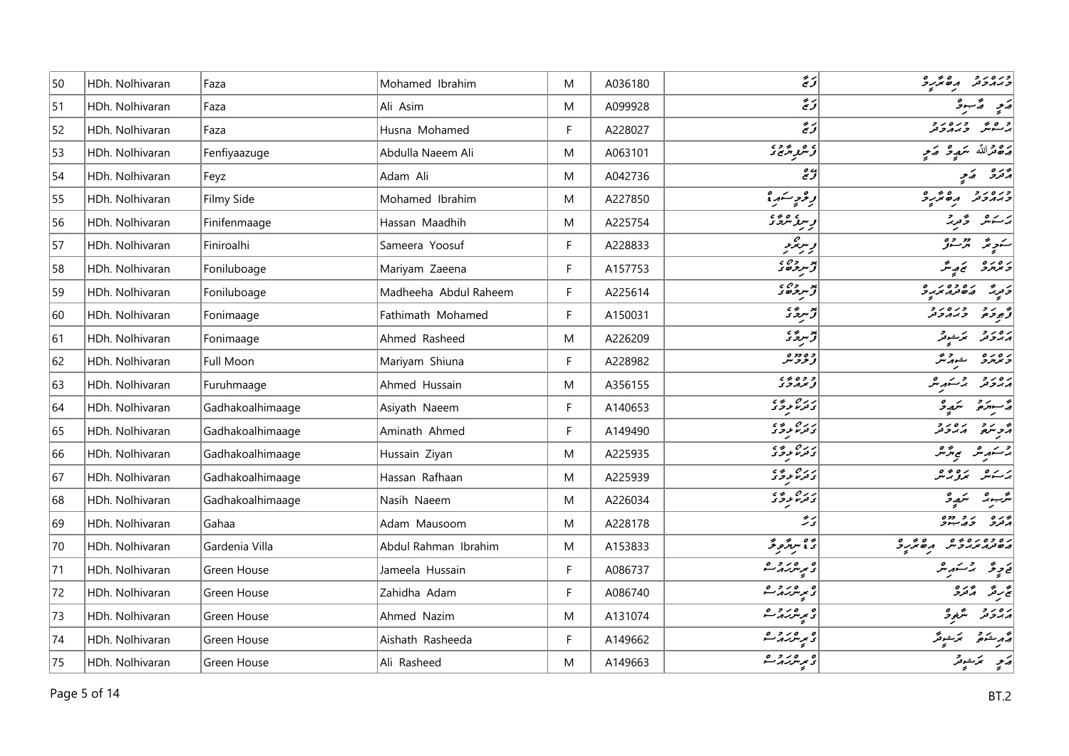| 50 | HDh. Nolhivaran | Faza | Mohamed Ibrahim | M | A036180 | ފަޒާ | މުހައްމަދު އިބްރާހީމް |
|---|---|---|---|---|---|---|---|
| 51 | HDh. Nolhivaran | Faza | Ali Asim | M | A099928 | ފަޒާ | އަލީ އާސިމް |
| 52 | HDh. Nolhivaran | Faza | Husna Mohamed | F | A228027 | ފަޒާ | ހުސްނާ މުހައްމަދު |
| 53 | HDh. Nolhivaran | Fenfiyaazuge | Abdulla Naeem Ali | M | A063101 | ފެންފިޔާޒުގެ | އަބްދުﷲ ނަޢީމް އަލީ |
| 54 | HDh. Nolhivaran | Feyz | Adam Ali | M | A042736 | ފޭޒް | އާދަމް އަލީ |
| 55 | HDh. Nolhivaran | Filmy Side | Mohamed Ibrahim | M | A227850 | ފިލްމީސައިޑް | މުހައްމަދު އިބްރާހީމް |
| 56 | HDh. Nolhivaran | Finifenmaage | Hassan Maadhih | M | A225754 | ފިނިފެންމާގެ | ހަސަން މާދިޙް |
| 57 | HDh. Nolhivaran | Finiroalhi | Sameera Yoosuf | F | A228833 | ފިނިރޯޅި | ސަމީރާ ޔޫސުފް |
| 58 | HDh. Nolhivaran | Foniluboage | Mariyam Zaeena | F | A157753 | ފޮނިލުބޯގެ | މަރިޔަމް ޒައީނާ |
| 59 | HDh. Nolhivaran | Foniluboage | Madheeha Abdul Raheem | F | A225614 | ފޮނިލުބޯގެ | މަދީހާ އަބްދުއްރަޙީމް |
| 60 | HDh. Nolhivaran | Fonimaage | Fathimath Mohamed | F | A150031 | ފޮނިމާގެ | ފާތިމަތު މުހައްމަދު |
| 61 | HDh. Nolhivaran | Fonimaage | Ahmed Rasheed | M | A226209 | ފޮނިމާގެ | އަހްމަދު ރަޝީދު |
| 62 | HDh. Nolhivaran | Full Moon | Mariyam Shiuna | F | A228982 | ފުލްމޫން | މަރިޔަމް ޝިއުނާ |
| 63 | HDh. Nolhivaran | Furuhmaage | Ahmed Hussain | M | A356155 | ފުރުއްމާގެ | އަހްމަދު ހުސައިން |
| 64 | HDh. Nolhivaran | Gadhakoalhimaage | Asiyath Naeem | F | A140653 | ގަދަކޮޅިމާގެ | އާސިޔަތު ނަޢީމް |
| 65 | HDh. Nolhivaran | Gadhakoalhimaage | Aminath Ahmed | F | A149490 | ގަދަކޮޅިމާގެ | އާމިނަތު އަހްމަދު |
| 66 | HDh. Nolhivaran | Gadhakoalhimaage | Hussain Ziyan | M | A225935 | ގަދަކޮޅިމާގެ | ހުސައިން ޒިޔާން |
| 67 | HDh. Nolhivaran | Gadhakoalhimaage | Hassan Rafhaan | M | A225939 | ގަދަކޮޅިމާގެ | ހަސަން ރަފްހާން |
| 68 | HDh. Nolhivaran | Gadhakoalhimaage | Nasih Naeem | M | A226034 | ގަދަކޮޅިމާގެ | ނާސިހް ނަޢީމް |
| 69 | HDh. Nolhivaran | Gahaa | Adam Mausoom | M | A228178 | ގަހާ | އާދަމް މައުޞޫމް |
| 70 | HDh. Nolhivaran | Gardenia Villa | Abdul Rahman Ibrahim | M | A153833 | ގާޑީނިއާވިލާ | އަބްދުއްރަޙްމާން އިބްރާހީމް |
| 71 | HDh. Nolhivaran | Green House | Jameela Hussain | F | A086737 | ގްރީންހައުސް | ޖަމީލާ ހުސައިން |
| 72 | HDh. Nolhivaran | Green House | Zahidha Adam | F | A086740 | ގްރީންހައުސް | ޒާހިދާ އާދަމް |
| 73 | HDh. Nolhivaran | Green House | Ahmed Nazim | M | A131074 | ގްރީންހައުސް | އަހްމަދު ނާޒިމް |
| 74 | HDh. Nolhivaran | Green House | Aishath Rasheeda | F | A149662 | ގްރީންހައުސް | އައިޝަތު ރަޝީދާ |
| 75 | HDh. Nolhivaran | Green House | Ali Rasheed | M | A149663 | ގްރީންހައުސް | އަލީ ރަޝީދު |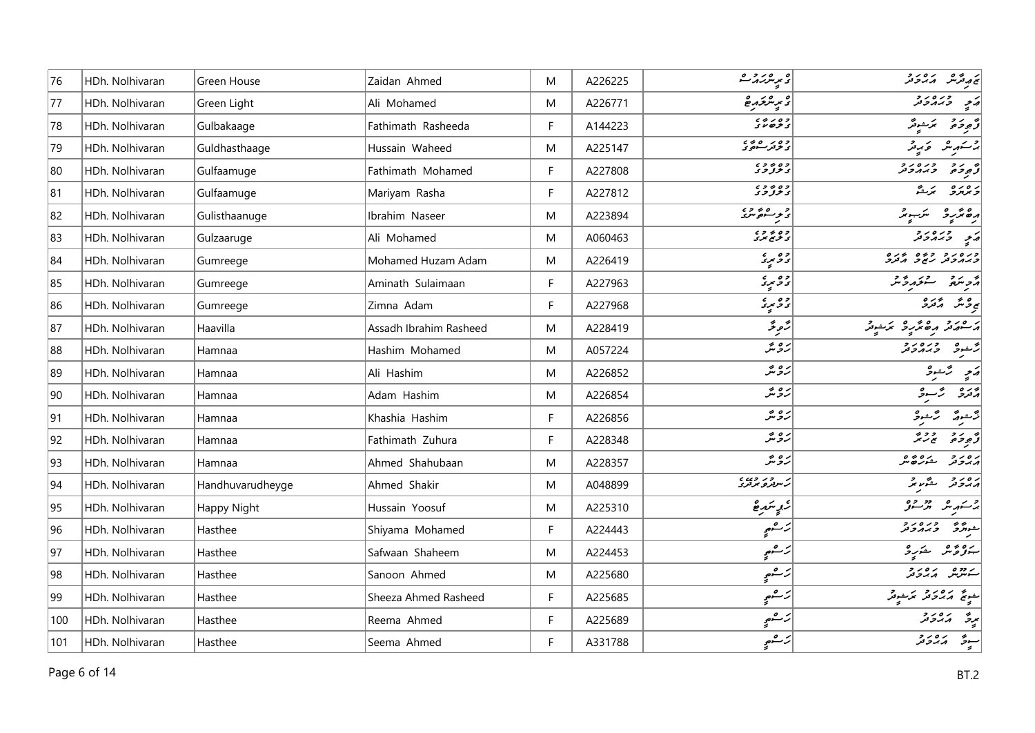| 76 | HDh. Nolhivaran | Green House | Zaidan Ahmed | M | A226225 | ގްރީންހައުސް | ޒައިދާން އަހުމަދު |
|---|---|---|---|---|---|---|---|
| 77 | HDh. Nolhivaran | Green Light | Ali Mohamed | M | A226771 | ގްރީންލައިޓް | އަލި މުހައްމަދު |
| 78 | HDh. Nolhivaran | Gulbakaage | Fathimath Rasheeda | F | A144223 | ގުލްބަކާގެ | ފާތިމަތު ރަޝީދާ |
| 79 | HDh. Nolhivaran | Guldhasthaage | Hussain Waheed | M | A225147 | ގުލްދަސްތާގެ | ހުސައިން ވަހީދު |
| 80 | HDh. Nolhivaran | Gulfaamuge | Fathimath Mohamed | F | A227808 | ގުލްފާމުގެ | ފާތިމަތު މުހައްމަދު |
| 81 | HDh. Nolhivaran | Gulfaamuge | Mariyam Rasha | F | A227812 | ގުލްފާމުގެ | މަރިޔަމް ރަޝާ |
| 82 | HDh. Nolhivaran | Gulisthaanuge | Ibrahim Naseer | M | A223894 | ގުލިސްތާނުގެ | އިބްރާހީމް ނަސީރު |
| 83 | HDh. Nolhivaran | Gulzaaruge | Ali Mohamed | M | A060463 | ގުލްޒާރުގެ | އަލި މުހައްމަދު |
| 84 | HDh. Nolhivaran | Gumreege | Mohamed Huzam Adam | M | A226419 | ގުމްރީގެ | މުހައްމަދު ހުޒާމް އާދަމް |
| 85 | HDh. Nolhivaran | Gumreege | Aminath Sulaimaan | F | A227963 | ގުމްރީގެ | އާމިނަތު ސުލައިމާން |
| 86 | HDh. Nolhivaran | Gumreege | Zimna Adam | F | A227968 | ގުމްރީގެ | ޒިމްނާ އާދަމް |
| 87 | HDh. Nolhivaran | Haavilla | Assadh Ibrahim Rasheed | M | A228419 | ހާވިލާ | އަސްއަދު އިބްރާހީމް ރަޝީދު |
| 88 | HDh. Nolhivaran | Hamnaa | Hashim Mohamed | M | A057224 | ހަމްނާ | ހާޝިމް މުހައްމަދު |
| 89 | HDh. Nolhivaran | Hamnaa | Ali Hashim | M | A226852 | ހަމްނާ | އަލި ހާޝިމް |
| 90 | HDh. Nolhivaran | Hamnaa | Adam Hashim | M | A226854 | ހަމްނާ | އާދަމް ހާޝިމް |
| 91 | HDh. Nolhivaran | Hamnaa | Khashia Hashim | F | A226856 | ހަމްނާ | ޚާޝިއާ ހާޝިމް |
| 92 | HDh. Nolhivaran | Hamnaa | Fathimath Zuhura | F | A228348 | ހަމްނާ | ފާތިމަތު ޒުހުރާ |
| 93 | HDh. Nolhivaran | Hamnaa | Ahmed Shahubaan | M | A228357 | ހަމްނާ | އަހުމަދު ޝަހުބާން |
| 94 | HDh. Nolhivaran | Handhuvarudheyge | Ahmed Shakir | M | A048899 | ހަނދުވަރުދޭގެ | އަހުމަދު ޝާކިރު |
| 95 | HDh. Nolhivaran | Happy Night | Hussain Yoosuf | M | A225310 | ހެޕީނައިޓް | ހުސައިން ޔޫސުފު |
| 96 | HDh. Nolhivaran | Hasthee | Shiyama Mohamed | F | A224443 | ހަސްތީ | ޝިޔާމާ މުހައްމަދު |
| 97 | HDh. Nolhivaran | Hasthee | Safwaan Shaheem | M | A224453 | ހަސްތީ | ސަފްވާން ޝަހީމް |
| 98 | HDh. Nolhivaran | Hasthee | Sanoon Ahmed | M | A225680 | ހަސްތީ | ސަނޫން އަހުމަދު |
| 99 | HDh. Nolhivaran | Hasthee | Sheeza Ahmed Rasheed | F | A225685 | ހަސްތީ | ޝީޒާ އަހުމަދު ރަޝީދު |
| 100 | HDh. Nolhivaran | Hasthee | Reema Ahmed | F | A225689 | ހަސްތީ | ރީމާ އަހުމަދު |
| 101 | HDh. Nolhivaran | Hasthee | Seema Ahmed | F | A331788 | ހަސްތީ | ސީމާ އަހުމަދު |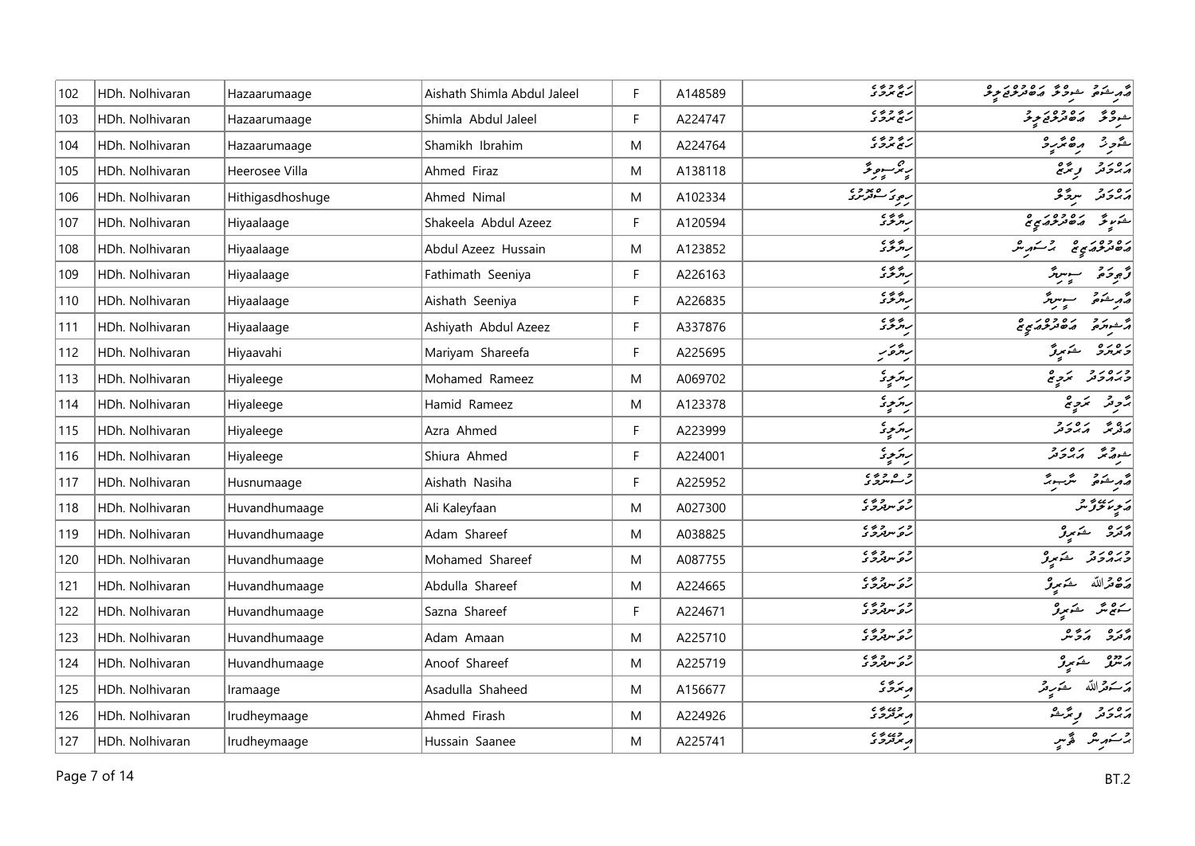| 102 | HDh. Nolhivaran | Hazaarumaage | Aishath Shimla Abdul Jaleel | F | A148589 | ހަޒާރުމާގެ | އައިޝަތު ޝިމްލާ އަބްދުލްޖަލީލް |
|---|---|---|---|---|---|---|---|
| 103 | HDh. Nolhivaran | Hazaarumaage | Shimla Abdul Jaleel | F | A224747 | ހަޒާރުމާގެ | ޝިމްލާ އަބްދުލްޖަލީލް |
| 104 | HDh. Nolhivaran | Hazaarumaage | Shamikh Ibrahim | M | A224764 | ހަޒާރުމާގެ | ޝާމިހް އިބްރާހީމް |
| 105 | HDh. Nolhivaran | Heerosee Villa | Ahmed Firaz | M | A138118 | ހީރޯސީވިލާ | އަހުމަދު ފިރާޒް |
| 106 | HDh. Nolhivaran | Hithigasdhoshuge | Ahmed Nimal | M | A102334 | ހިތިގަސްދޮށުގެ | އަހުމަދު ނިމާލް |
| 107 | HDh. Nolhivaran | Hiyaalaage | Shakeela Abdul Azeez | F | A120594 | ހިޔާލާގެ | ޝަކީލާ އަބްދުލްއަޒީޒް |
| 108 | HDh. Nolhivaran | Hiyaalaage | Abdul Azeez Hussain | M | A123852 | ހިޔާލާގެ | އަބްދުލްއަޒީޒް ހުސައިން |
| 109 | HDh. Nolhivaran | Hiyaalaage | Fathimath Seeniya | F | A226163 | ހިޔާލާގެ | ފާތިމަތު ސީނިޔާ |
| 110 | HDh. Nolhivaran | Hiyaalaage | Aishath Seeniya | F | A226835 | ހިޔާލާގެ | އައިޝަތު ސީނިޔާ |
| 111 | HDh. Nolhivaran | Hiyaalaage | Ashiyath Abdul Azeez | F | A337876 | ހިޔާލާގެ | އާޝިޔަތު އަބްދުލްއަޒީޒް |
| 112 | HDh. Nolhivaran | Hiyaavahi | Mariyam Shareefa | F | A225695 | ހިޔާވަހި | މަރިޔަމް ޝަރީފާ |
| 113 | HDh. Nolhivaran | Hiyaleege | Mohamed Rameez | M | A069702 | ހިޔަލީގެ | މުހައްމަދު ރަމީޒް |
| 114 | HDh. Nolhivaran | Hiyaleege | Hamid Rameez | M | A123378 | ހިޔަލީގެ | ހާމިދު ރަމީޒް |
| 115 | HDh. Nolhivaran | Hiyaleege | Azra Ahmed | F | A223999 | ހިޔަލީގެ | އަޒްރާ އަހުމަދު |
| 116 | HDh. Nolhivaran | Hiyaleege | Shiura Ahmed | F | A224001 | ހިޔަލީގެ | ޝިއުރާ އަހުމަދު |
| 117 | HDh. Nolhivaran | Husnumaage | Aishath Nasiha | F | A225952 | ހުސްނުމާގެ | އައިޝަތު ނާސިހާ |
| 118 | HDh. Nolhivaran | Huvandhumaage | Ali Kaleyfaan | M | A027300 | ހުވަންދުމާގެ | އަލީ ކަލޭފާން |
| 119 | HDh. Nolhivaran | Huvandhumaage | Adam Shareef | M | A038825 | ހުވަންދުމާގެ | އާދަމް ޝަރީފް |
| 120 | HDh. Nolhivaran | Huvandhumaage | Mohamed Shareef | M | A087755 | ހުވަންދުމާގެ | މުހައްމަދު ޝަރީފް |
| 121 | HDh. Nolhivaran | Huvandhumaage | Abdulla Shareef | M | A224665 | ހުވަންދުމާގެ | އަބްދުﷲ ޝަރީފް |
| 122 | HDh. Nolhivaran | Huvandhumaage | Sazna Shareef | F | A224671 | ހުވަންދުމާގެ | ސަޒްނާ ޝަރީފް |
| 123 | HDh. Nolhivaran | Huvandhumaage | Adam Amaan | M | A225710 | ހުވަންދުމާގެ | އާދަމް އަމާން |
| 124 | HDh. Nolhivaran | Huvandhumaage | Anoof Shareef | M | A225719 | ހުވަންދުމާގެ | އަނޫފް ޝަރީފް |
| 125 | HDh. Nolhivaran | Iramaage | Asadulla Shaheed | M | A156677 | އިރަމާގެ | އަސަދުﷲ ޝަހީދު |
| 126 | HDh. Nolhivaran | Irudheymaage | Ahmed Firash | M | A224926 | އިރުދޭމާގެ | އަހުމަދު ފިރާޝް |
| 127 | HDh. Nolhivaran | Irudheymaage | Hussain Saanee | M | A225741 | އިރުދޭމާގެ | ހުސައިން ސާނީ |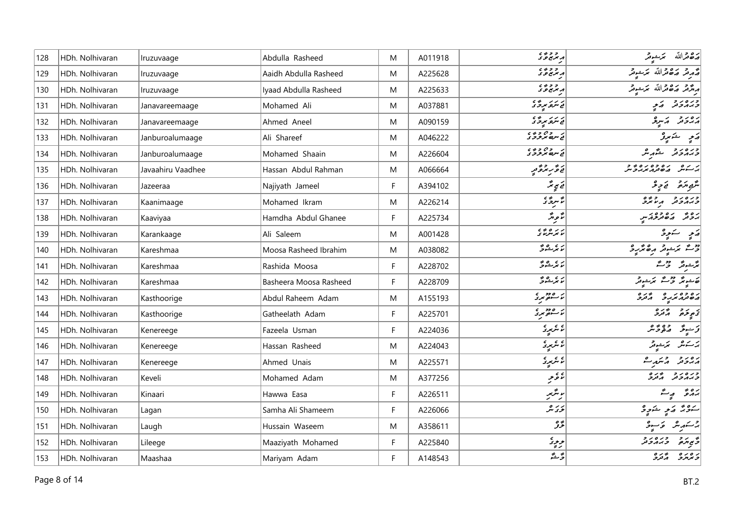| 128 | HDh. Nolhivaran | Iruzuvaage | Abdulla Rasheed | M | A011918 | މިރުޒުވާގެ | އަބްދުﷲ ރަޝީދު |
|---|---|---|---|---|---|---|---|
| 129 | HDh. Nolhivaran | Iruzuvaage | Aaidh Abdulla Rasheed | M | A225628 | މިރުޒުވާގެ | އާއިދު އަބްދުﷲ ރަޝީދު |
| 130 | HDh. Nolhivaran | Iruzuvaage | Iyaad Abdulla Rasheed | M | A225633 | މިރުޒުވާގެ | އިޔާދު އަބްދުﷲ ރަޝީދު |
| 131 | HDh. Nolhivaran | Janavareemaage | Mohamed Ali | M | A037881 | ޖަނަވަރީމާގެ | މުޙައްމަދު އަލި |
| 132 | HDh. Nolhivaran | Janavareemaage | Ahmed Aneel | M | A090159 | ޖަނަވަރީމާގެ | އަޙްމަދު އަނީލް |
| 133 | HDh. Nolhivaran | Janburoalumaage | Ali Shareef | M | A046222 | ޖަނބުރޯލުމާގެ | އަލި ޝަރީފް |
| 134 | HDh. Nolhivaran | Janburoalumaage | Mohamed Shaain | M | A226604 | ޖަނބުރޯލުމާގެ | މުޙައްމަދު ޝާއިން |
| 135 | HDh. Nolhivaran | Javaahiru Vaadhee | Hassan Abdul Rahman | M | A066664 | ޖަވާހިރުވާދީ | ޙަސަން އަބްދުއްރަޙްމާން |
| 136 | HDh. Nolhivaran | Jazeeraa | Najiyath Jameel | F | A394102 | ޖަޒީރާ | ނާޖިޔަތު ޖަމީލް |
| 137 | HDh. Nolhivaran | Kaanimaage | Mohamed Ikram | M | A226214 | ކާނިމާގެ | މުޙައްމަދު އިކްރާމް |
| 138 | HDh. Nolhivaran | Kaaviyaa | Hamdha Abdul Ghanee | F | A225734 | ކާވިޔާ | ހަމްދާ އަބްދުލްޣަނީ |
| 139 | HDh. Nolhivaran | Karankaage | Ali Saleem | M | A001428 | ކަރަންކާގެ | އަލި ސަލީމް |
| 140 | HDh. Nolhivaran | Kareshmaa | Moosa Rasheed Ibrahim | M | A038082 | ކަރެޝްމާ | މޫސާ ރަޝީދު އިބްރާހިމް |
| 141 | HDh. Nolhivaran | Kareshmaa | Rashida Moosa | F | A228702 | ކަރެޝްމާ | ރާޝިދާ މޫސާ |
| 142 | HDh. Nolhivaran | Kareshmaa | Basheera Moosa Rasheed | F | A228709 | ކަރެޝްމާ | ބަޝީރާ މޫސާ ރަޝީދު |
| 143 | HDh. Nolhivaran | Kasthoorige | Abdul Raheem Adam | M | A155193 | ކަސްތޫރިގެ | އަބްދުއްރަޙީމް އާދަމް |
| 144 | HDh. Nolhivaran | Kasthoorige | Gatheelath Adam | F | A225701 | ކަސްތޫރިގެ | ގަތީލަތު އާދަމް |
| 145 | HDh. Nolhivaran | Kenereege | Fazeela Usman | F | A224036 | ކެނެރީގެ | ފަޒީލާ އުސްމާން |
| 146 | HDh. Nolhivaran | Kenereege | Hassan Rasheed | M | A224043 | ކެނެރީގެ | ޙަސަން ރަޝީދު |
| 147 | HDh. Nolhivaran | Kenereege | Ahmed Unais | M | A225571 | ކެނެރީގެ | އަޙްމަދު އުނައިސް |
| 148 | HDh. Nolhivaran | Keveli | Mohamed Adam | M | A377256 | ކެވެލި | މުޙައްމަދު އާދަމް |
| 149 | HDh. Nolhivaran | Kinaari | Hawwa Easa | F | A226511 | ކިނާރި | ޙައްވާ ޢީސާ |
| 150 | HDh. Nolhivaran | Lagan | Samha Ali Shameem | F | A226066 | ލަގަން | ސަމްހާ އަލި ޝަމީމް |
| 151 | HDh. Nolhivaran | Laugh | Hussain Waseem | M | A358611 | ލާފް | ޙުސައިން ވަސީމް |
| 152 | HDh. Nolhivaran | Lileege | Maaziyath Mohamed | F | A225840 | ލިލީގެ | މާޒިޔަތު މުޙައްމަދު |
| 153 | HDh. Nolhivaran | Maashaa | Mariyam Adam | F | A148543 | މާޝާ | މަރިޔަމް އާދަމް |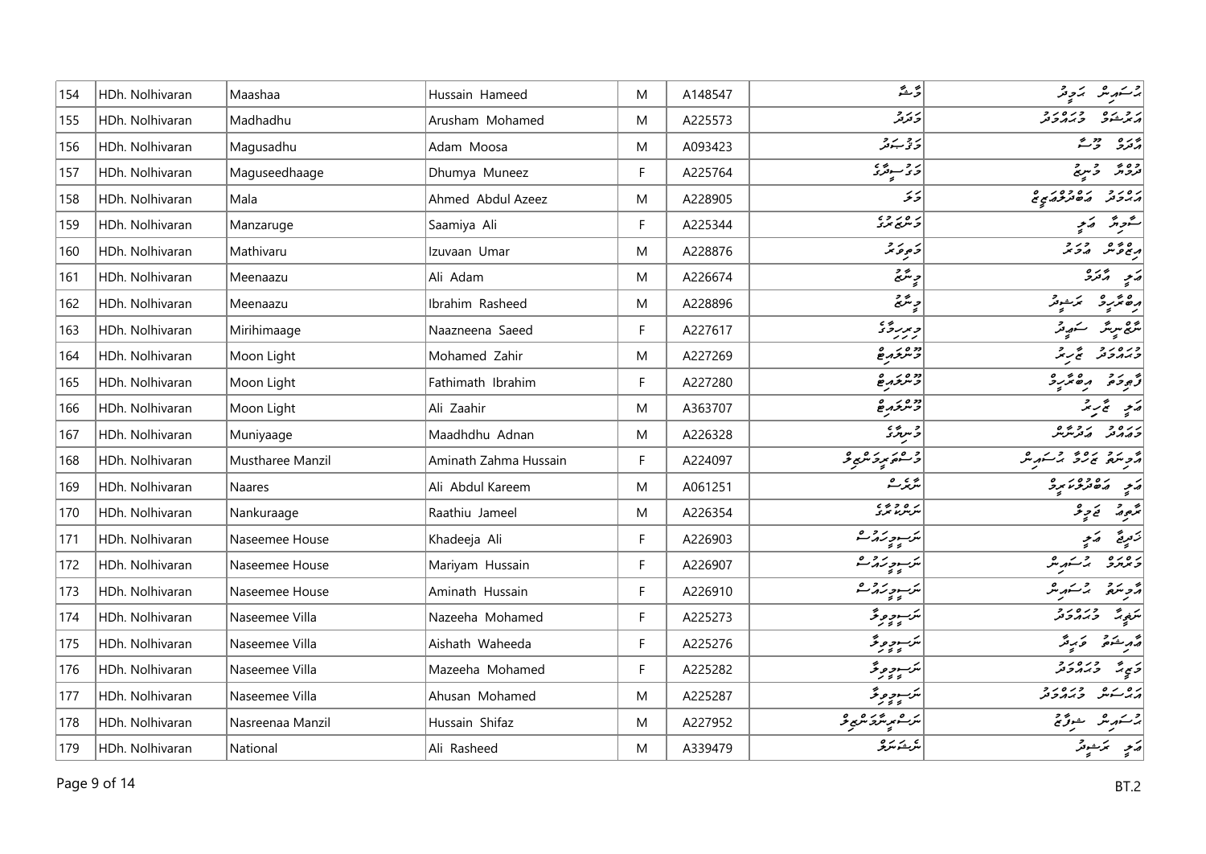| 154 | HDh. Nolhivaran | Maashaa | Hussain Hameed | M | A148547 | وًشَّ | بُرُسَيْنُ حَمِيدُ |
|---|---|---|---|---|---|---|---|
| 155 | HDh. Nolhivaran | Madhadhu | Arusham Mohamed | M | A225573 | مَدَدُ | أَرُشَمْ مُحَمَّدُ |
| 156 | HDh. Nolhivaran | Magusadhu | Adam Moosa | M | A093423 | مَگُسَدُ | آدَمْ مُوسَى |
| 157 | HDh. Nolhivaran | Maguseedhaage | Dhumya Muneez | F | A225764 | مَگُسِيدَاگެ | دُمْيَا مُنِيزُ |
| 158 | HDh. Nolhivaran | Mala | Ahmed Abdul Azeez | M | A228905 | مَلَ | أَحْمَدُ عَبْدُالْعَزِيزُ |
| 159 | HDh. Nolhivaran | Manzaruge | Saamiya Ali | F | A225344 | مَنْزَرُگެ | سَامِيَا عَلِي |
| 160 | HDh. Nolhivaran | Mathivaru | Izuvaan Umar | M | A228876 | مَتِوَرُ | إِزُوَانْ عُمَرُ |
| 161 | HDh. Nolhivaran | Meenaazu | Ali Adam | M | A226674 | مِينَازُ | عَلِي آدَمْ |
| 162 | HDh. Nolhivaran | Meenaazu | Ibrahim Rasheed | M | A228896 | مِينَازُ | إِبْرَاهِيمْ رَشِيدُ |
| 163 | HDh. Nolhivaran | Mirihimaage | Naazneena Saeed | F | A227617 | مِرِهِمَاگެ | نَازْنِينَا سَعِيدُ |
| 164 | HDh. Nolhivaran | Moon Light | Mohamed Zahir | M | A227269 | مُونْلَيْٹް | مُحَمَّدُ ظَاهِرُ |
| 165 | HDh. Nolhivaran | Moon Light | Fathimath Ibrahim | F | A227280 | مُونْلَيْٹް | فَاطِمَةُ إِبْرَاهِيمْ |
| 166 | HDh. Nolhivaran | Moon Light | Ali Zaahir | M | A363707 | مُونْلَيْٹް | عَلِي ظَاهِرُ |
| 167 | HDh. Nolhivaran | Muniyaage | Maadhdhu Adnan | M | A226328 | مُنِيَاگެ | مَادُّ عَدْنَانْ |
| 168 | HDh. Nolhivaran | Mustharee Manzil | Aminath Zahma Hussain | F | A224097 | مُسْتَرِي مَنْزِلް | آمِنَةُ زَهْمَا حُسَيْنُ |
| 169 | HDh. Nolhivaran | Naares | Ali Abdul Kareem | M | A061251 | نَارެސް | عَلِي عَبْدُالْكَرِيمْ |
| 170 | HDh. Nolhivaran | Nankuraage | Raathiu Jameel | M | A226354 | نَنْكُرَاگެ | رَاتِعُ جَمِيلْ |
| 171 | HDh. Nolhivaran | Naseemee House | Khadeeja Ali | F | A226903 | نَسِيمِي هައުސް | خَدِيجَا عَلِي |
| 172 | HDh. Nolhivaran | Naseemee House | Mariyam Hussain | F | A226907 | نَسِيمِي هައުސް | مَرْيَمْ حُسَيْنُ |
| 173 | HDh. Nolhivaran | Naseemee House | Aminath Hussain | F | A226910 | نَسِيمِي هައުސް | آمِنَةُ حُسَيْنُ |
| 174 | HDh. Nolhivaran | Naseemee Villa | Nazeeha Mohamed | F | A225273 | نَسِيمِي وِلَا | نَزِيهَا مُحَمَّدُ |
| 175 | HDh. Nolhivaran | Naseemee Villa | Aishath Waheeda | F | A225276 | نَسِيمِي وِلَا | عَائِشَةُ وَحِيدَا |
| 176 | HDh. Nolhivaran | Naseemee Villa | Mazeeha Mohamed | F | A225282 | نَسِيمِي وِلَا | مَزِيهَا مُحَمَّدُ |
| 177 | HDh. Nolhivaran | Naseemee Villa | Ahusan Mohamed | M | A225287 | نَسِيمِي وِلَا | أَحْسَنْ مُحَمَّدُ |
| 178 | HDh. Nolhivaran | Nasreenaa Manzil | Hussain Shifaz | M | A227952 | نَسْرِينَا مَنْزِلް | حُسَيْنُ شِفَازُ |
| 179 | HDh. Nolhivaran | National | Ali Rasheed | M | A339479 | نޭشަنަލް | عَلِي رَشِيدُ |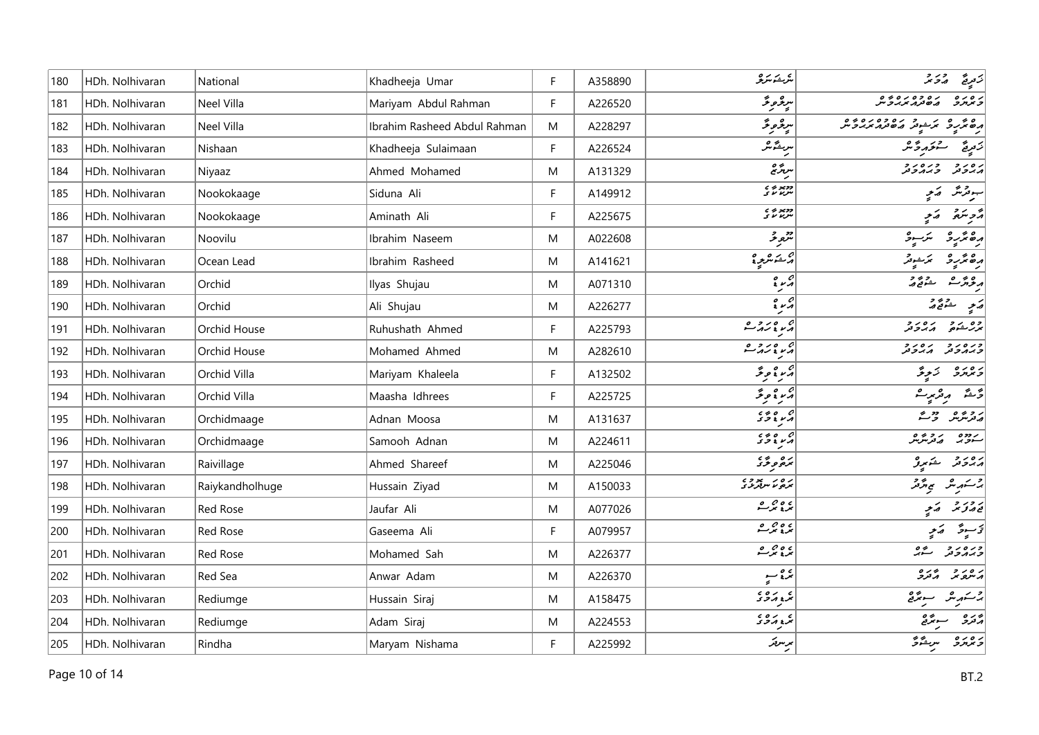| 180 | HDh. Nolhivaran | National | Khadheeja Umar | F | A358890 | ނޭޝަނަލް | ހަދީޖާ ޢުމަރު |
|---|---|---|---|---|---|---|---|
| 181 | HDh. Nolhivaran | Neel Villa | Mariyam Abdul Rahman | F | A226520 | ނީލްވިލާ | މަރިޔަމް ޢަބްދުއްރަޙްމާން |
| 182 | HDh. Nolhivaran | Neel Villa | Ibrahim Rasheed Abdul Rahman | M | A228297 | ނީލްވިލާ | އިބްރާހީމް ރަޝީދު ޢަބްދުއްރަޙްމާން |
| 183 | HDh. Nolhivaran | Nishaan | Khadheeja Sulaimaan | F | A226524 | ނިޝާން | ހަދީޖާ ސުލައިމާން |
| 184 | HDh. Nolhivaran | Niyaaz | Ahmed Mohamed | M | A131329 | ނިޔާޒް | އަޙްމަދު މުޙައްމަދު |
| 185 | HDh. Nolhivaran | Nookokaage | Siduna Ali | F | A149912 | ނޫކޮކާގެ | ސިދުނާ ޢަލި |
| 186 | HDh. Nolhivaran | Nookokaage | Aminath Ali | F | A225675 | ނޫކޮކާގެ | އާމިނަތު ޢަލި |
| 187 | HDh. Nolhivaran | Noovilu | Ibrahim Naseem | M | A022608 | ނޫވިލު | އިބްރާހީމް ނަސީމް |
| 188 | HDh. Nolhivaran | Ocean Lead | Ibrahim Rasheed | M | A141621 | އޯޝަންލީޑް | އިބްރާހީމް ރަޝީދު |
| 189 | HDh. Nolhivaran | Orchid | Ilyas Shujau | M | A071310 | އޯކިޑް | އިލްޔާސް ޝުޖާޢު |
| 190 | HDh. Nolhivaran | Orchid | Ali Shujau | M | A226277 | އޯކިޑް | ޢަލި ޝުޖާޢު |
| 191 | HDh. Nolhivaran | Orchid House | Ruhushath Ahmed | F | A225793 | އޯކިޑްހައުސް | ރުހުޝަތު އަޙްމަދު |
| 192 | HDh. Nolhivaran | Orchid House | Mohamed Ahmed | M | A282610 | އޯކިޑްހައުސް | މުޙައްމަދު އަޙްމަދު |
| 193 | HDh. Nolhivaran | Orchid Villa | Mariyam Khaleela | F | A132502 | އޯކިޑްވިލާ | މަރިޔަމް ޚަލީލާ |
| 194 | HDh. Nolhivaran | Orchid Villa | Maasha Idhrees | F | A225725 | އޯކިޑްވިލާ | މާޝާ އިދްރީސް |
| 195 | HDh. Nolhivaran | Orchidmaage | Adnan Moosa | M | A131637 | އޯކިޑްމާގެ | އަދްނާން މޫސާ |
| 196 | HDh. Nolhivaran | Orchidmaage | Samooh Adnan | M | A224611 | އޯކިޑްމާގެ | ސަމޫޙް އަދްނާން |
| 197 | HDh. Nolhivaran | Raivillage | Ahmed Shareef | M | A225046 | ރައިވިލެޖް | އަޙްމަދު ޝަރީފް |
| 198 | HDh. Nolhivaran | Raiykandholhuge | Hussain Ziyad | M | A150033 | ރައްކަނޑޮޅުގެ | ޙުސައިން ޒިޔާދު |
| 199 | HDh. Nolhivaran | Red Rose | Jaufar Ali | M | A077026 | ރެޑްރޯސް | ޖައުފަރު ޢަލި |
| 200 | HDh. Nolhivaran | Red Rose | Gaseema Ali | F | A079957 | ރެޑްރޯސް | ގަސީމާ ޢަލި |
| 201 | HDh. Nolhivaran | Red Rose | Mohamed Sah | M | A226377 | ރެޑްރޯސް | މުޙައްމަދު ސާހް |
| 202 | HDh. Nolhivaran | Red Sea | Anwar Adam | M | A226370 | ރެޑްސީ | އަންވަރު އާދަމް |
| 203 | HDh. Nolhivaran | Rediumge | Hussain Siraj | M | A158475 | ރެޑިއަމްގެ | ޙުސައިން ސިރާޖް |
| 204 | HDh. Nolhivaran | Rediumge | Adam Siraj | M | A224553 | ރެޑިއަމްގެ | އާދަމް ސިރާޖް |
| 205 | HDh. Nolhivaran | Rindha | Maryam Nishama | F | A225992 | ރިނދަ | މަރިޔަމް ނިޝާމާ |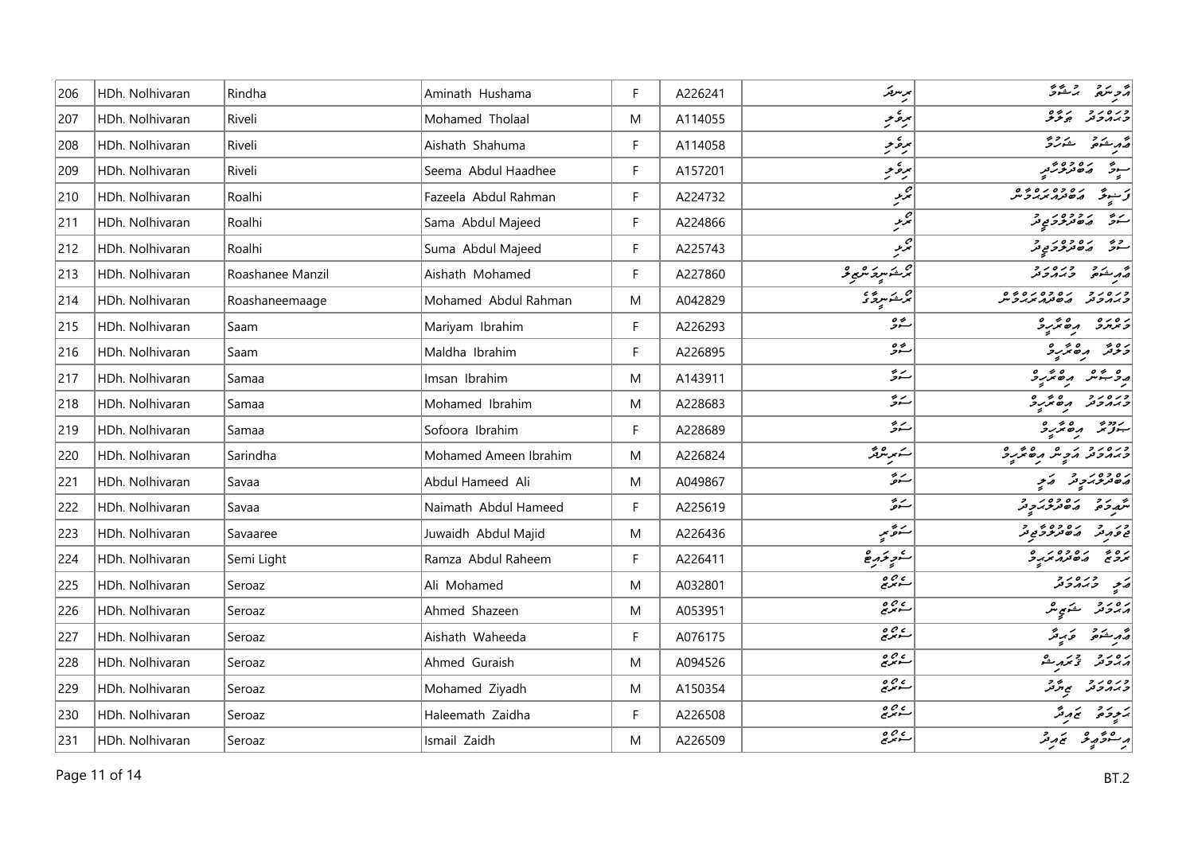| 206 | HDh. Nolhivaran | Rindha | Aminath Hushama | F | A226241 | ބިރިދަ | އާމިނަތު ހުޝާމާ |
|---|---|---|---|---|---|---|---|
| 207 | HDh. Nolhivaran | Riveli | Mohamed Tholaal | M | A114055 | ރިވެލި | މުހައްމަދު ތޮލާލް |
| 208 | HDh. Nolhivaran | Riveli | Aishath Shahuma | F | A114058 | ރިވެލި | އާއިޝަތު ޝަހުމާ |
| 209 | HDh. Nolhivaran | Riveli | Seema Abdul Haadhee | F | A157201 | ރިވެލި | ސީމާ ޢަބްދުލްހާދީ |
| 210 | HDh. Nolhivaran | Roalhi | Fazeela Abdul Rahman | F | A224732 | ރޯޅި | ފަޒީލާ ޢަބްދުއްރަޙްމާން |
| 211 | HDh. Nolhivaran | Roalhi | Sama Abdul Majeed | F | A224866 | ރޯޅި | ސަމާ ޢަބްދުލްމަޖީދު |
| 212 | HDh. Nolhivaran | Roalhi | Suma Abdul Majeed | F | A225743 | ރޯޅި | ސުމާ ޢަބްދުލްމަޖީދު |
| 213 | HDh. Nolhivaran | Roashanee Manzil | Aishath Mohamed | F | A227860 | ރޯޝަނީމަންޒިލް | އާއިޝަތު މުހައްމަދު |
| 214 | HDh. Nolhivaran | Roashaneemaage | Mohamed Abdul Rahman | M | A042829 | ރޯޝަނީމާގެ | މުހައްމަދު ޢަބްދުއްރަޙްމާން |
| 215 | HDh. Nolhivaran | Saam | Mariyam Ibrahim | F | A226293 | ސާމް | މަރިޔަމް އިބްރާހިމް |
| 216 | HDh. Nolhivaran | Saam | Maldha Ibrahim | F | A226895 | ސާމް | މަލްދާ އިބްރާހިމް |
| 217 | HDh. Nolhivaran | Samaa | Imsan Ibrahim | M | A143911 | ސަމާ | އިމްސާން އިބްރާހިމް |
| 218 | HDh. Nolhivaran | Samaa | Mohamed Ibrahim | M | A228683 | ސަމާ | މުހައްމަދު އިބްރާހިމް |
| 219 | HDh. Nolhivaran | Samaa | Sofoora Ibrahim | F | A228689 | ސަމާ | ސަފޫރާ އިބްރާހިމް |
| 220 | HDh. Nolhivaran | Sarindha | Mohamed Ameen Ibrahim | M | A226824 | ސަރިންދާ | މުހައްމަދު އަމީން އިބްރާހިމް |
| 221 | HDh. Nolhivaran | Savaa | Abdul Hameed Ali | M | A049867 | ސަވާ | ޢަބްދުލްޙަމީދު ޢަލީ |
| 222 | HDh. Nolhivaran | Savaa | Naimath Abdul Hameed | F | A225619 | ސަވާ | ނިޢުމަތު ޢަބްދުލްޙަމީދު |
| 223 | HDh. Nolhivaran | Savaaree | Juwaidh Abdul Majid | M | A226436 | ސަވާރީ | ޖުވައިދު ޢަބްދުލްމާޖިދު |
| 224 | HDh. Nolhivaran | Semi Light | Ramza Abdul Raheem | F | A226411 | ސެމިލައިޓް | ރަމްޒާ ޢަބްދުއްރަޙީމް |
| 225 | HDh. Nolhivaran | Seroaz | Ali Mohamed | M | A032801 | ސެރޯޒް | ޢަލީ މުހައްމަދު |
| 226 | HDh. Nolhivaran | Seroaz | Ahmed Shazeen | M | A053951 | ސެރޯޒް | އަޙްމަދު ޝަޒީން |
| 227 | HDh. Nolhivaran | Seroaz | Aishath Waheeda | F | A076175 | ސެރޯޒް | އާއިޝަތު ވަޙީދާ |
| 228 | HDh. Nolhivaran | Seroaz | Ahmed Guraish | M | A094526 | ސެރޯޒް | އަޙްމަދު ގުރައިޝް |
| 229 | HDh. Nolhivaran | Seroaz | Mohamed Ziyadh | M | A150354 | ސެރޯޒް | މުހައްމަދު ޒިޔާދު |
| 230 | HDh. Nolhivaran | Seroaz | Haleemath Zaidha | F | A226508 | ސެރޯޒް | ހަލީމަތު ޒައިދާ |
| 231 | HDh. Nolhivaran | Seroaz | Ismail Zaidh | M | A226509 | ސެރޯޒް | އިސްމާޢީލް ޒައިދު |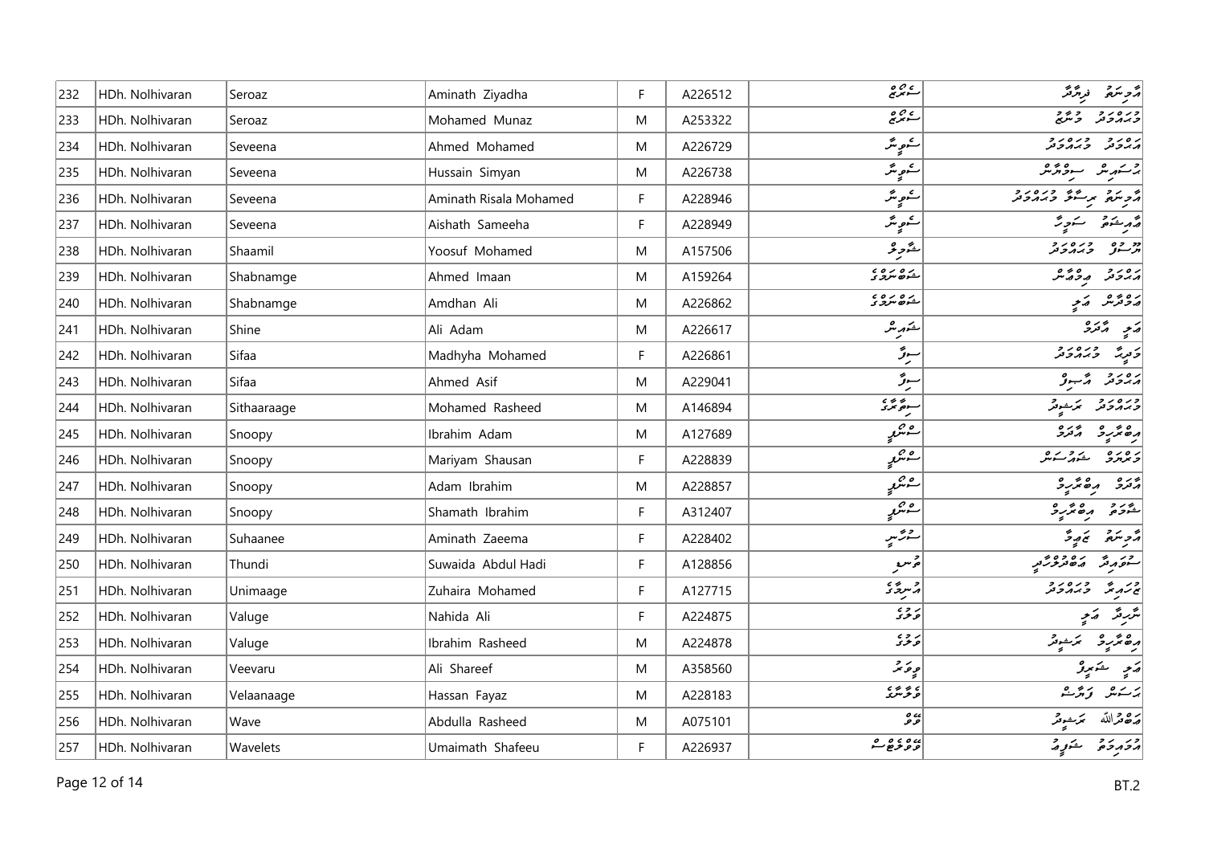| 232 | HDh. Nolhivaran | Seroaz | Aminath Ziyadha | F | A226512 | ސެރޯޒް | އާމިނަތު ޒިޔާދާ |
|---|---|---|---|---|---|---|---|
| 233 | HDh. Nolhivaran | Seroaz | Mohamed Munaz | M | A253322 | ސެރޯޒް | މުހައްމަދު މުނާޒް |
| 234 | HDh. Nolhivaran | Seveena | Ahmed Mohamed | M | A226729 | ސެވީނާ | އަހުމަދު މުހައްމަދު |
| 235 | HDh. Nolhivaran | Seveena | Hussain Simyan | M | A226738 | ސެވީނާ | ހުސައިން ސިމްޔާން |
| 236 | HDh. Nolhivaran | Seveena | Aminath Risala Mohamed | F | A228946 | ސެވީނާ | އާމިނަތު ރިސާލާ މުހައްމަދު |
| 237 | HDh. Nolhivaran | Seveena | Aishath Sameeha | F | A228949 | ސެވީނާ | އާއިޝަތު ސަމީހާ |
| 238 | HDh. Nolhivaran | Shaamil | Yoosuf Mohamed | M | A157506 | ޝާމިލް | ޔޫސުފް މުހައްމަދު |
| 239 | HDh. Nolhivaran | Shabnamge | Ahmed Imaan | M | A159264 | ޝަބްނަމްގެ | އަހުމަދު އިމާން |
| 240 | HDh. Nolhivaran | Shabnamge | Amdhan Ali | M | A226862 | ޝަބްނަމްގެ | އަމްދާން އަލި |
| 241 | HDh. Nolhivaran | Shine | Ali Adam | M | A226617 | ޝައިން | އަލި އާދަމް |
| 242 | HDh. Nolhivaran | Sifaa | Madhyha Mohamed | F | A226861 | ސިފާ | މަދީހާ މުހައްމަދު |
| 243 | HDh. Nolhivaran | Sifaa | Ahmed Asif | M | A229041 | ސިފާ | އަހުމަދު އާސިފް |
| 244 | HDh. Nolhivaran | Sithaaraage | Mohamed Rasheed | M | A146894 | ސިތާރާގެ | މުހައްމަދު ރަޝީދު |
| 245 | HDh. Nolhivaran | Snoopy | Ibrahim Adam | M | A127689 | ސްނޫޕީ | އިބްރާހީމް އާދަމް |
| 246 | HDh. Nolhivaran | Snoopy | Mariyam Shausan | F | A228839 | ސްނޫޕީ | މަރިޔަމް ޝައުސަން |
| 247 | HDh. Nolhivaran | Snoopy | Adam Ibrahim | M | A228857 | ސްނޫޕީ | އާދަމް އިބްރާހީމް |
| 248 | HDh. Nolhivaran | Snoopy | Shamath Ibrahim | F | A312407 | ސްނޫޕީ | ޝާމަތު އިބްރާހީމް |
| 249 | HDh. Nolhivaran | Suhaanee | Aminath Zaeema | F | A228402 | ސުހާނީ | އާމިނަތު ޒައީމާ |
| 250 | HDh. Nolhivaran | Thundi | Suwaida Abdul Hadi | F | A128856 | ތުންޑި | ސުވައިދާ އަބްދުލްހާދީ |
| 251 | HDh. Nolhivaran | Unimaage | Zuhaira Mohamed | F | A127715 | އުނިމާގެ | ޒުހައިރާ މުހައްމަދު |
| 252 | HDh. Nolhivaran | Valuge | Nahida Ali | F | A224875 | ވަލުގެ | ނާހިދާ އަލި |
| 253 | HDh. Nolhivaran | Valuge | Ibrahim Rasheed | M | A224878 | ވަލުގެ | އިބްރާހީމް ރަޝީދު |
| 254 | HDh. Nolhivaran | Veevaru | Ali Shareef | M | A358560 | ވީވަރު | އަލި ޝަރީފް |
| 255 | HDh. Nolhivaran | Velaanaage | Hassan Fayaz | M | A228183 | ވެލާނާގެ | ހަސަން ފައްޔާޒް |
| 256 | HDh. Nolhivaran | Wave | Abdulla Rasheed | M | A075101 | ވޭވް | އަބްދުﷲ ރަޝީދު |
| 257 | HDh. Nolhivaran | Wavelets | Umaimath Shafeeu | F | A226937 | ވޭވްލެޓްސް | އުމައިމަތު ޝަފީއު |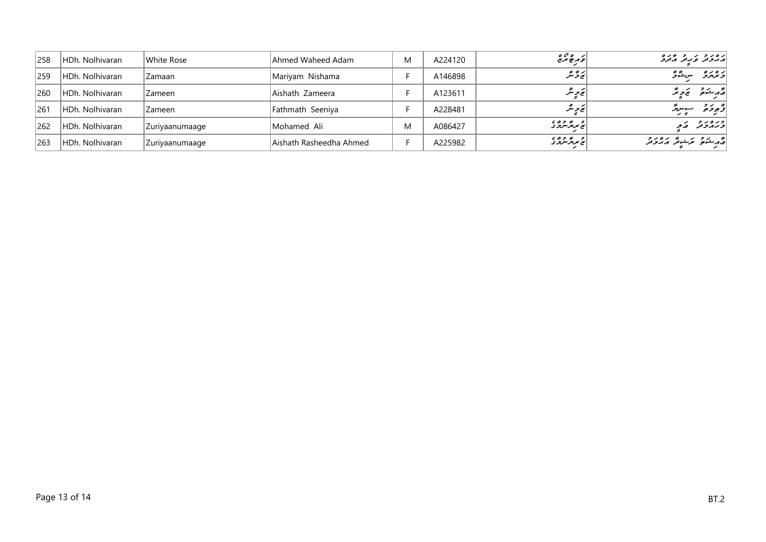| 258 | HDh. Nolhivaran | White Rose | Ahmed Waheed Adam | M | A224120 | ވައިޓްރޯޒް | އަޙްމަދު ވަޙީދު އާދަމް |
|---|---|---|---|---|---|---|---|
| 259 | HDh. Nolhivaran | Zamaan | Mariyam Nishama | F | A146898 | ޒަމާން | މަރިޔަމް ނިޝާމާ |
| 260 | HDh. Nolhivaran | Zameen | Aishath Zameera | F | A123611 | ޒަމީން | އާއިޝަތު ޒަމީރާ |
| 261 | HDh. Nolhivaran | Zameen | Fathmath Seeniya | F | A228481 | ޒަމީން | ފާތިމަތު ސީނިޔާ |
| 262 | HDh. Nolhivaran | Zuriyaanumaage | Mohamed Ali | M | A086427 | ޒުރިޔާނުމާގެ | މުޙައްމަދު ޢަލީ |
| 263 | HDh. Nolhivaran | Zuriyaanumaage | Aishath Rasheedha Ahmed | F | A225982 | ޒުރިޔާނުމާގެ | އާއިޝަތު ރަޝީދާ އަޙްމަދު |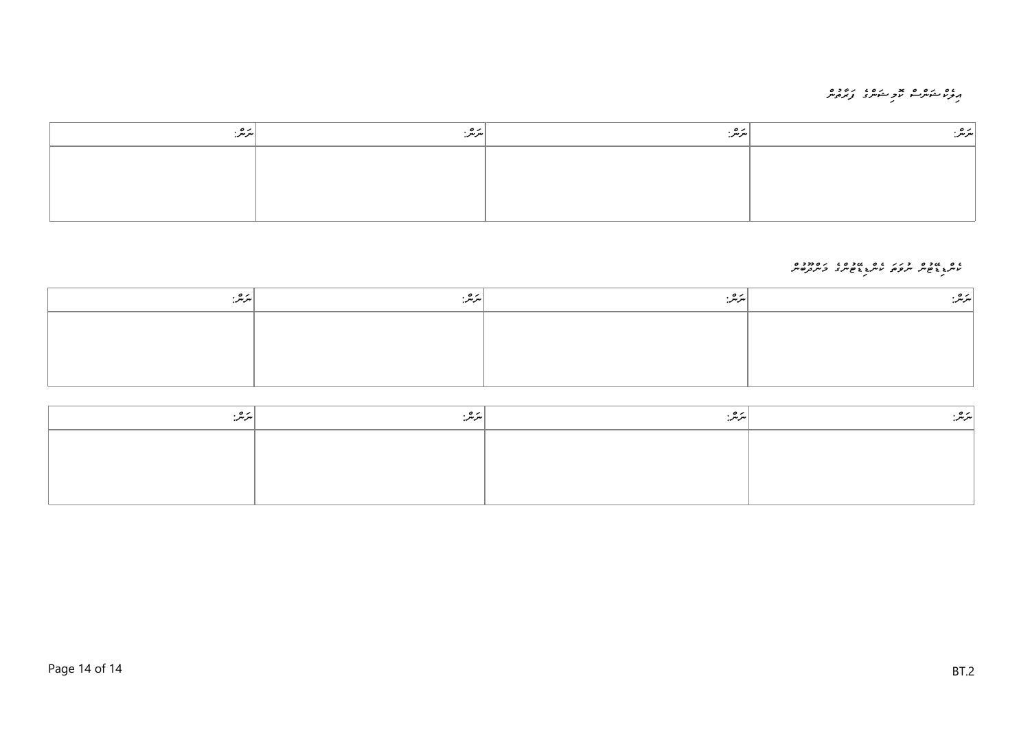## ދިވެހިރާއްޖޭގެ ރަސްމީ ބަޔާން

| ނަރަ: | ނަރަ: | ނަރަ: | ނަރަ: |
|---|---|---|---|
| | | | |

## ބައްދަލުވުން ނުވަތަ ކޮމިޓީތަކުގެ މަޢުލޫމާތު

| ނަރަ: | ނަރަ: | ނަރަ: | ނަރަ: |
|---|---|---|---|
| | | | |

| ނަރަ: | ނަރަ: | ނަރަ: | ނަރަ: |
|---|---|---|---|
| | | | |